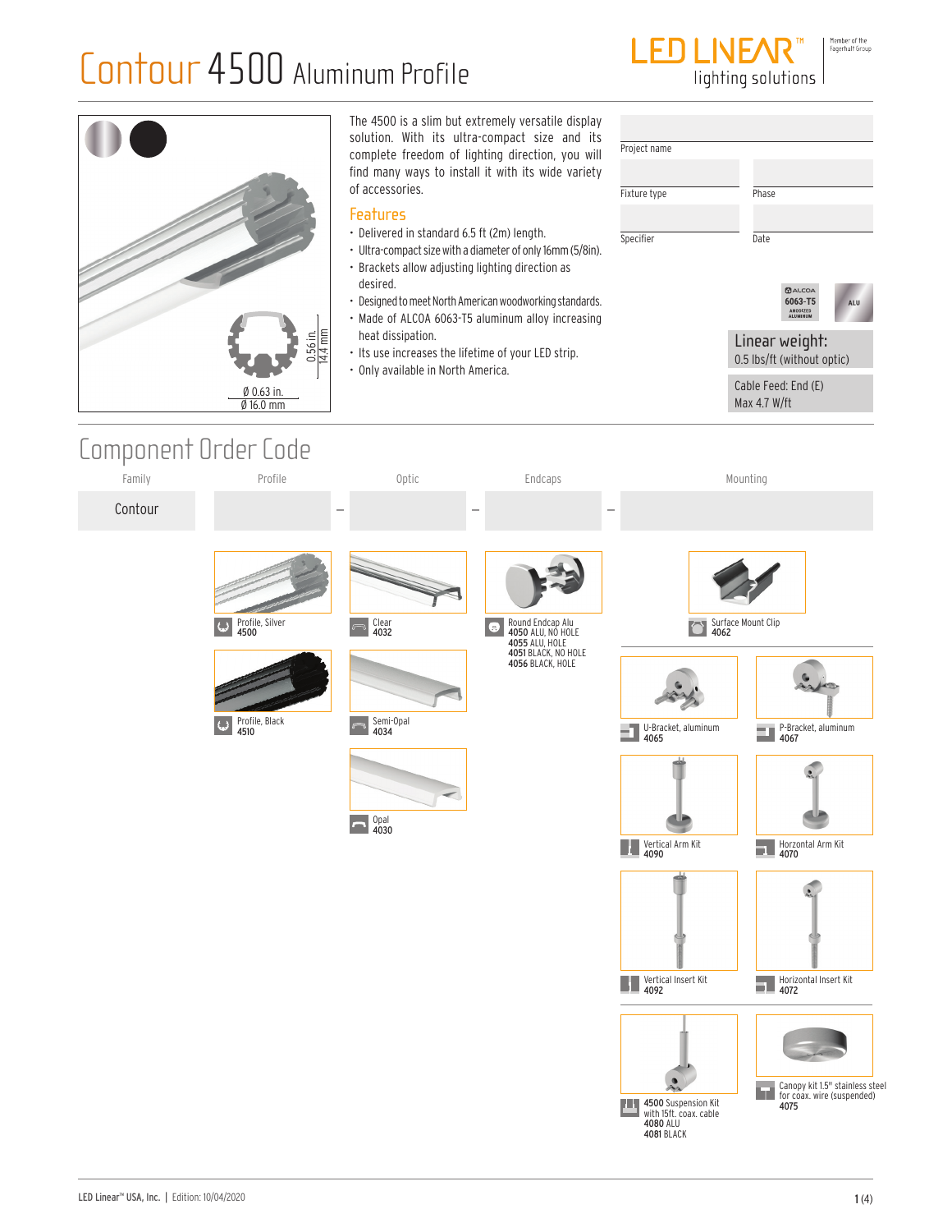# Contour 4500 Aluminum Profile

LED LINEAR™ lighting solutions | Member of the Fagerhult Group

0.56 in. / 14.4 mm

Ø 0.63 in. / Ø 16.0 mm

The 4500 is a slim but extremely versatile display solution. With its ultra-compact size and its complete freedom of lighting direction, you will find many ways to install it with its wide variety of accessories.

## Features

- Delivered in standard 6.5 ft (2m) length.
- Ultra-compact size with a diameter of only 16mm (5/8in).
- Brackets allow adjusting lighting direction as desired.
- Designed to meet North American woodworking standards.
- Made of ALCOA 6063-T5 aluminum alloy increasing heat dissipation.
- Its use increases the lifetime of your LED strip.
- Only available in North America.

| Project name | |
|---|---|
| Fixture type | Phase |
| Specifier | Date |

ALCOA 6063-T5 ANODIZED ALUMINUM | ALU

**Linear weight:**
0.5 lbs/ft (without optic)

Cable Feed: End (E)
Max 4.7 W/ft

## Component Order Code

| Family | Profile | Optic | Endcaps | Mounting |
|---|---|---|---|---|
| Contour | | | | |

**Profile**
- Profile, Silver **4500**
- Profile, Black **4510**

**Optic**
- Clear **4032**
- Semi-Opal **4034**
- Opal **4030**

**Endcaps**
- Round Endcap Alu
  - **4050** ALU, NO HOLE
  - **4055** ALU, HOLE
  - **4051** BLACK, NO HOLE
  - **4056** BLACK, HOLE

**Mounting**
- Surface Mount Clip **4062**
- U-Bracket, aluminum **4065**
- P-Bracket, aluminum **4067**
- Vertical Arm Kit **4090**
- Horizontal Arm Kit **4070**
- Vertical Insert Kit **4092**
- Horizontal Insert Kit **4072**
- **4500** Suspension Kit with 15ft. coax. cable
  - **4080** ALU
  - **4081** BLACK
- Canopy kit 1.5" stainless steel for coax. wire (suspended) **4075**

LED Linear™ USA, Inc. | Edition: 10/04/2020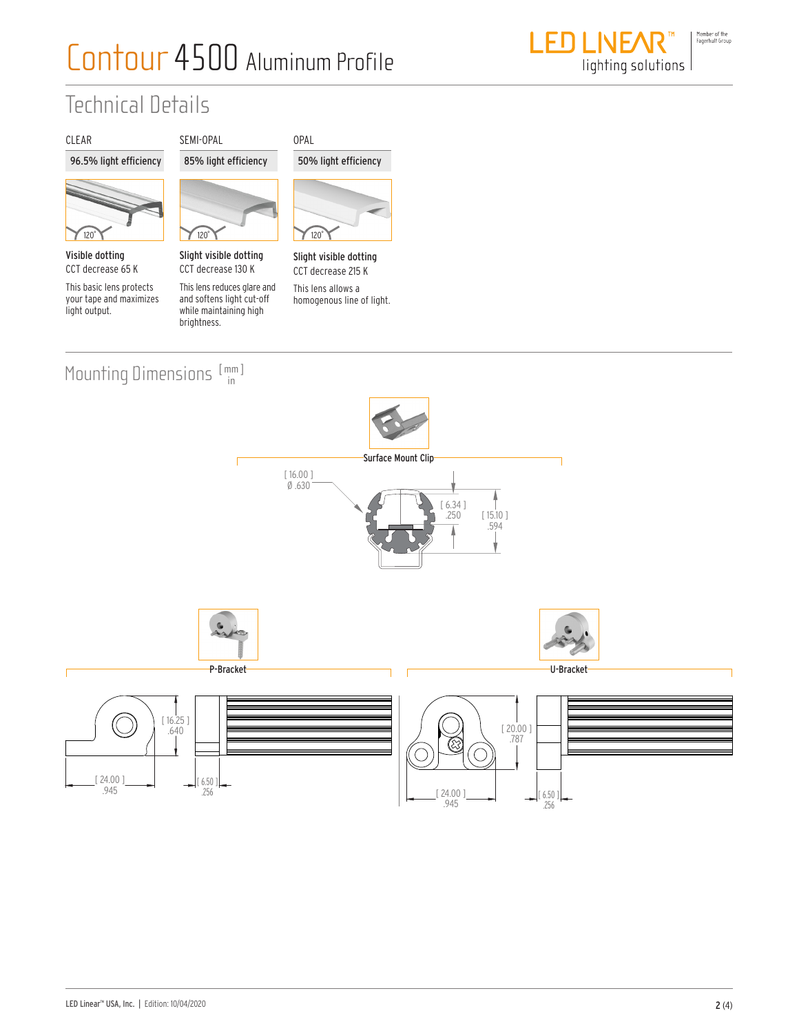# Contour 4500 Aluminum Profile

## Technical Details

| CLEAR | SEMI-OPAL | OPAL |
|---|---|---|
| 96.5% light efficiency | 85% light efficiency | 50% light efficiency |
| 120° | 120° | 120° |
| **Visible dotting** | **Slight visible dotting** | **Slight visible dotting** |
| CCT decrease 65 K | CCT decrease 130 K | CCT decrease 215 K |
| This basic lens protects your tape and maximizes light output. | This lens reduces glare and and softens light cut-off while maintaining high brightness. | This lens allows a homogenous line of light. |

## Mounting Dimensions [mm / in]

**Surface Mount Clip**

[ 16.00 ] Ø .630

[ 6.34 ] .250

[ 15.10 ] .594

**P-Bracket**

[ 16.25 ] .640

[ 24.00 ] .945

[ 6.50 ] .256

**U-Bracket**

[ 20.00 ] .787

[ 24.00 ] .945

[ 6.50 ] .256

LED Linear™ USA, Inc. | Edition: 10/04/2020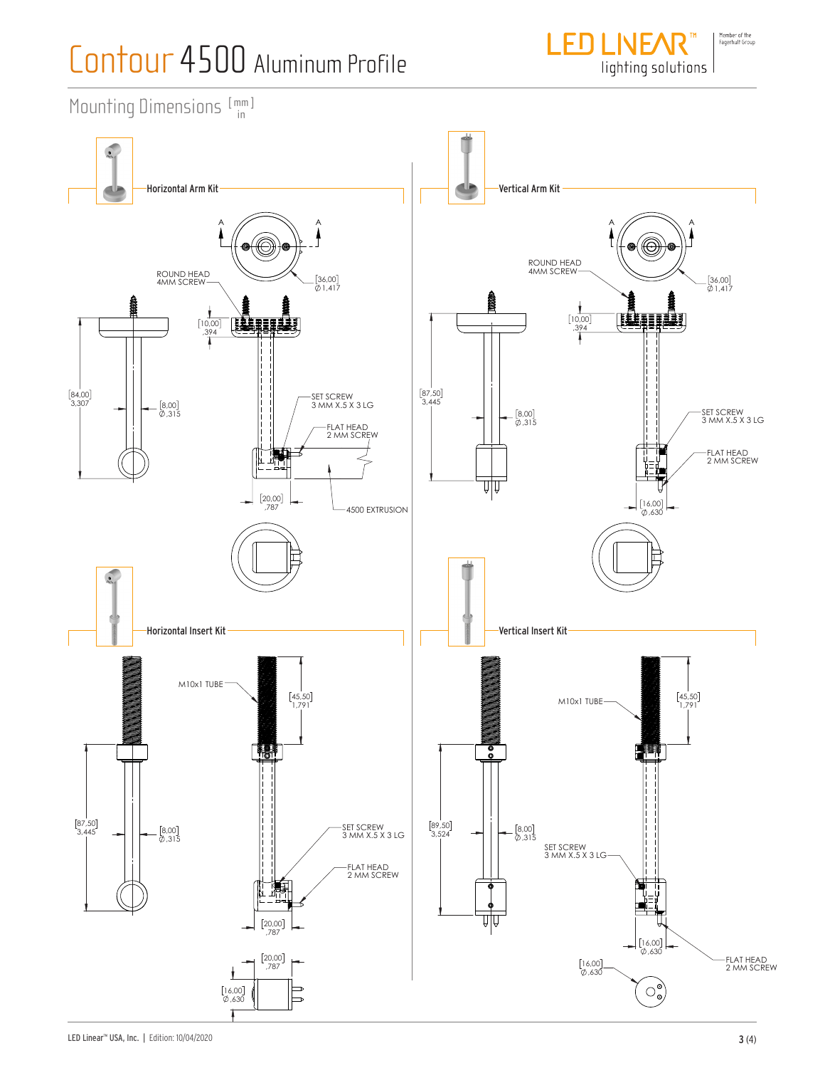# Contour 4500 Aluminum Profile

## Mounting Dimensions [mm] in

### Horizontal Arm Kit

ROUND HEAD 4MM SCREW

[36,00] Ø 1,417

[10,00] ,394

[84,00] 3,307

[8,00] Ø ,315

SET SCREW 3 MM X.5 X 3 LG

FLAT HEAD 2 MM SCREW

[20,00] ,787

4500 EXTRUSION

### Vertical Arm Kit

ROUND HEAD 4MM SCREW

[36,00] Ø 1,417

[10,00] ,394

[87,50] 3,445

[8,00] Ø ,315

SET SCREW 3 MM X.5 X 3 LG

FLAT HEAD 2 MM SCREW

[16,00] Ø ,630

### Horizontal Insert Kit

M10x1 TUBE

[45,50] 1,791

[87,50] 3,445

[8,00] Ø ,315

SET SCREW 3 MM X.5 X 3 LG

FLAT HEAD 2 MM SCREW

[20,00] ,787

[20,00] ,787

[16,00] Ø ,630

### Vertical Insert Kit

M10x1 TUBE

[45,50] 1,791

[89,50] 3,524

[8,00] Ø ,315

SET SCREW 3 MM X.5 X 3 LG

FLAT HEAD 2 MM SCREW

[16,00] Ø ,630

[16,00] Ø ,630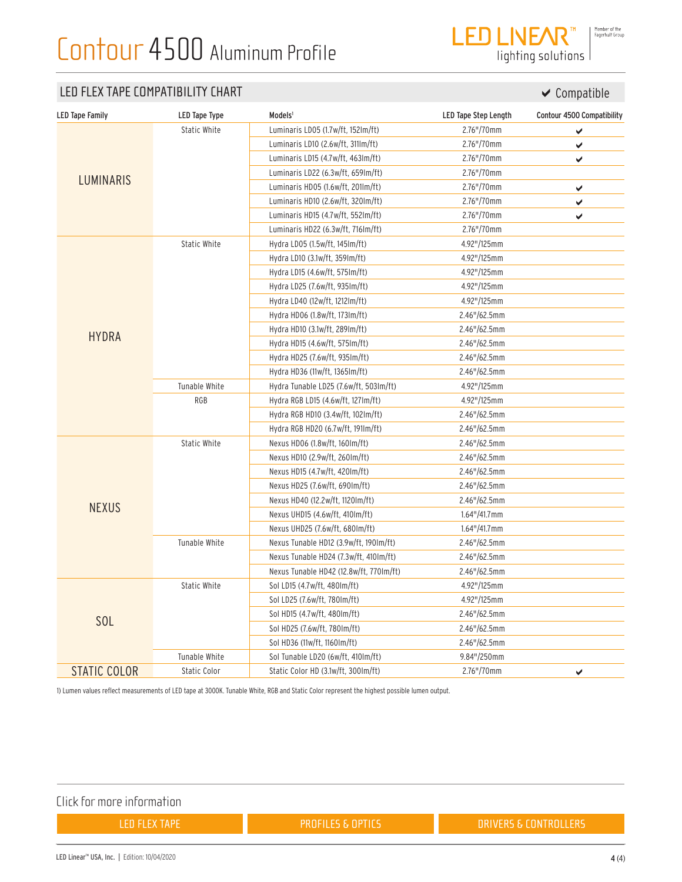# Contour 4500 Aluminum Profile

## LED FLEX TAPE COMPATIBILITY CHART

✔ Compatible

| LED Tape Family | LED Tape Type | Models[1] | LED Tape Step Length | Contour 4500 Compatibility |
|---|---|---|---|---|
| LUMINARIS | Static White | Luminaris LD05 (1.7w/ft, 152lm/ft) | 2.76"/70mm | ✔ |
| | | Luminaris LD10 (2.6w/ft, 311lm/ft) | 2.76"/70mm | ✔ |
| | | Luminaris LD15 (4.7w/ft, 463lm/ft) | 2.76"/70mm | ✔ |
| | | Luminaris LD22 (6.3w/ft, 659lm/ft) | 2.76"/70mm | |
| | | Luminaris HD05 (1.6w/ft, 201lm/ft) | 2.76"/70mm | ✔ |
| | | Luminaris HD10 (2.6w/ft, 320lm/ft) | 2.76"/70mm | ✔ |
| | | Luminaris HD15 (4.7w/ft, 552lm/ft) | 2.76"/70mm | ✔ |
| | | Luminaris HD22 (6.3w/ft, 716lm/ft) | 2.76"/70mm | |
| HYDRA | Static White | Hydra LD05 (1.5w/ft, 145lm/ft) | 4.92"/125mm | |
| | | Hydra LD10 (3.1w/ft, 359lm/ft) | 4.92"/125mm | |
| | | Hydra LD15 (4.6w/ft, 575lm/ft) | 4.92"/125mm | |
| | | Hydra LD25 (7.6w/ft, 935lm/ft) | 4.92"/125mm | |
| | | Hydra LD40 (12w/ft, 1212lm/ft) | 4.92"/125mm | |
| | | Hydra HD06 (1.8w/ft, 173lm/ft) | 2.46"/62.5mm | |
| | | Hydra HD10 (3.1w/ft, 289lm/ft) | 2.46"/62.5mm | |
| | | Hydra HD15 (4.6w/ft, 575lm/ft) | 2.46"/62.5mm | |
| | | Hydra HD25 (7.6w/ft, 935lm/ft) | 2.46"/62.5mm | |
| | | Hydra HD36 (11w/ft, 1365lm/ft) | 2.46"/62.5mm | |
| | Tunable White | Hydra Tunable LD25 (7.6w/ft, 503lm/ft) | 4.92"/125mm | |
| | RGB | Hydra RGB LD15 (4.6w/ft, 127lm/ft) | 4.92"/125mm | |
| | | Hydra RGB HD10 (3.4w/ft, 102lm/ft) | 2.46"/62.5mm | |
| | | Hydra RGB HD20 (6.7w/ft, 191lm/ft) | 2.46"/62.5mm | |
| NEXUS | Static White | Nexus HD06 (1.8w/ft, 160lm/ft) | 2.46"/62.5mm | |
| | | Nexus HD10 (2.9w/ft, 260lm/ft) | 2.46"/62.5mm | |
| | | Nexus HD15 (4.7w/ft, 420lm/ft) | 2.46"/62.5mm | |
| | | Nexus HD25 (7.6w/ft, 690lm/ft) | 2.46"/62.5mm | |
| | | Nexus HD40 (12.2w/ft, 1120lm/ft) | 2.46"/62.5mm | |
| | | Nexus UHD15 (4.6w/ft, 410lm/ft) | 1.64"/41.7mm | |
| | | Nexus UHD25 (7.6w/ft, 680lm/ft) | 1.64"/41.7mm | |
| | Tunable White | Nexus Tunable HD12 (3.9w/ft, 190lm/ft) | 2.46"/62.5mm | |
| | | Nexus Tunable HD24 (7.3w/ft, 410lm/ft) | 2.46"/62.5mm | |
| | | Nexus Tunable HD42 (12.8w/ft, 770lm/ft) | 2.46"/62.5mm | |
| SOL | Static White | Sol LD15 (4.7w/ft, 480lm/ft) | 4.92"/125mm | |
| | | Sol LD25 (7.6w/ft, 780lm/ft) | 4.92"/125mm | |
| | | Sol HD15 (4.7w/ft, 480lm/ft) | 2.46"/62.5mm | |
| | | Sol HD25 (7.6w/ft, 780lm/ft) | 2.46"/62.5mm | |
| | | Sol HD36 (11w/ft, 1160lm/ft) | 2.46"/62.5mm | |
| | Tunable White | Sol Tunable LD20 (6w/ft, 410lm/ft) | 9.84"/250mm | |
| STATIC COLOR | Static Color | Static Color HD (3.1w/ft, 300lm/ft) | 2.76"/70mm | ✔ |

1) Lumen values reflect measurements of LED tape at 3000K. Tunable White, RGB and Static Color represent the highest possible lumen output.

Click for more information

LED FLEX TAPE | PROFILES & OPTICS | DRIVERS & CONTROLLERS

LED Linear™ USA, Inc. | Edition: 10/04/2020